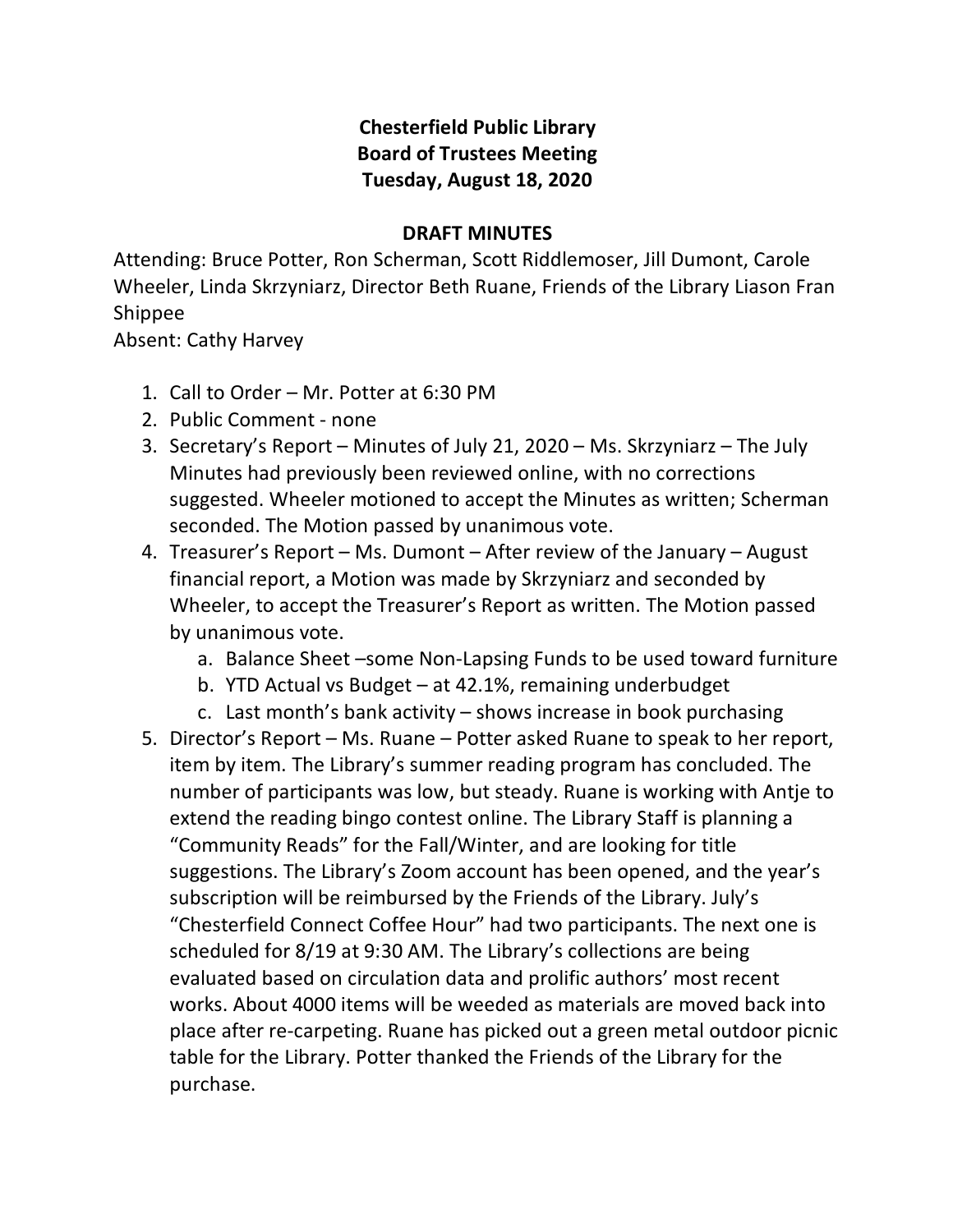**Chesterfield Public Library**
**Board of Trustees Meeting**
**Tuesday, August 18, 2020**

**DRAFT MINUTES**

Attending: Bruce Potter, Ron Scherman, Scott Riddlemoser, Jill Dumont, Carole Wheeler, Linda Skrzyniarz, Director Beth Ruane, Friends of the Library Liason Fran Shippee
Absent: Cathy Harvey

1. Call to Order – Mr. Potter at 6:30 PM
2. Public Comment - none
3. Secretary's Report – Minutes of July 21, 2020 – Ms. Skrzyniarz – The July Minutes had previously been reviewed online, with no corrections suggested. Wheeler motioned to accept the Minutes as written; Scherman seconded. The Motion passed by unanimous vote.
4. Treasurer's Report – Ms. Dumont – After review of the January – August financial report, a Motion was made by Skrzyniarz and seconded by Wheeler, to accept the Treasurer's Report as written. The Motion passed by unanimous vote.
   a. Balance Sheet –some Non-Lapsing Funds to be used toward furniture
   b. YTD Actual vs Budget – at 42.1%, remaining underbudget
   c. Last month's bank activity – shows increase in book purchasing
5. Director's Report – Ms. Ruane – Potter asked Ruane to speak to her report, item by item. The Library's summer reading program has concluded. The number of participants was low, but steady. Ruane is working with Antje to extend the reading bingo contest online. The Library Staff is planning a "Community Reads" for the Fall/Winter, and are looking for title suggestions. The Library's Zoom account has been opened, and the year's subscription will be reimbursed by the Friends of the Library. July's "Chesterfield Connect Coffee Hour" had two participants. The next one is scheduled for 8/19 at 9:30 AM. The Library's collections are being evaluated based on circulation data and prolific authors' most recent works. About 4000 items will be weeded as materials are moved back into place after re-carpeting. Ruane has picked out a green metal outdoor picnic table for the Library. Potter thanked the Friends of the Library for the purchase.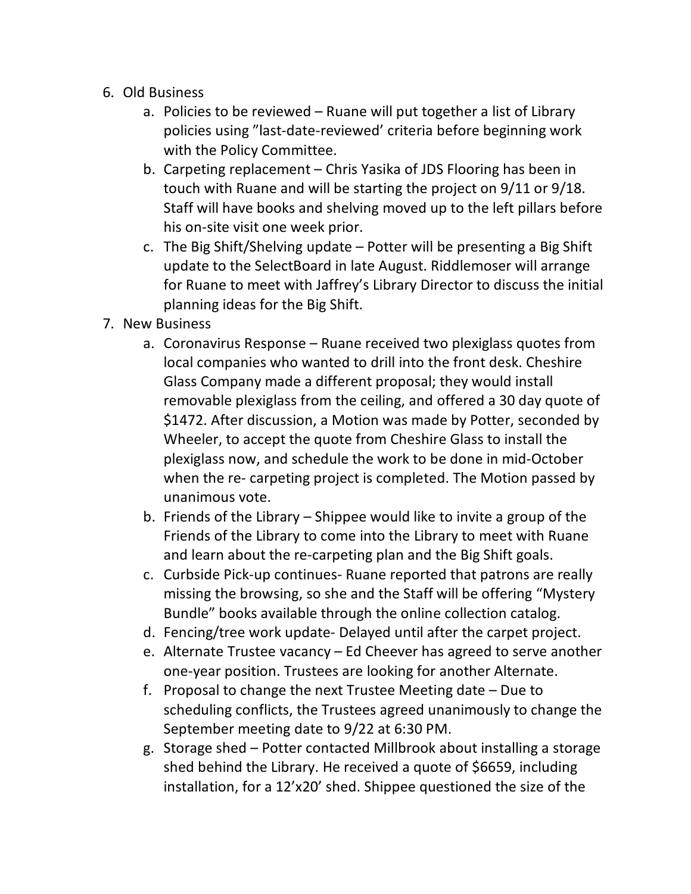6. Old Business
    a. Policies to be reviewed – Ruane will put together a list of Library policies using "last-date-reviewed' criteria before beginning work with the Policy Committee.
    b. Carpeting replacement – Chris Yasika of JDS Flooring has been in touch with Ruane and will be starting the project on 9/11 or 9/18. Staff will have books and shelving moved up to the left pillars before his on-site visit one week prior.
    c. The Big Shift/Shelving update – Potter will be presenting a Big Shift update to the SelectBoard in late August. Riddlemoser will arrange for Ruane to meet with Jaffrey's Library Director to discuss the initial planning ideas for the Big Shift.
7. New Business
    a. Coronavirus Response – Ruane received two plexiglass quotes from local companies who wanted to drill into the front desk. Cheshire Glass Company made a different proposal; they would install removable plexiglass from the ceiling, and offered a 30 day quote of $1472. After discussion, a Motion was made by Potter, seconded by Wheeler, to accept the quote from Cheshire Glass to install the plexiglass now, and schedule the work to be done in mid-October when the re- carpeting project is completed. The Motion passed by unanimous vote.
    b. Friends of the Library – Shippee would like to invite a group of the Friends of the Library to come into the Library to meet with Ruane and learn about the re-carpeting plan and the Big Shift goals.
    c. Curbside Pick-up continues- Ruane reported that patrons are really missing the browsing, so she and the Staff will be offering "Mystery Bundle" books available through the online collection catalog.
    d. Fencing/tree work update- Delayed until after the carpet project.
    e. Alternate Trustee vacancy – Ed Cheever has agreed to serve another one-year position. Trustees are looking for another Alternate.
    f. Proposal to change the next Trustee Meeting date – Due to scheduling conflicts, the Trustees agreed unanimously to change the September meeting date to 9/22 at 6:30 PM.
    g. Storage shed – Potter contacted Millbrook about installing a storage shed behind the Library. He received a quote of $6659, including installation, for a 12'x20' shed. Shippee questioned the size of the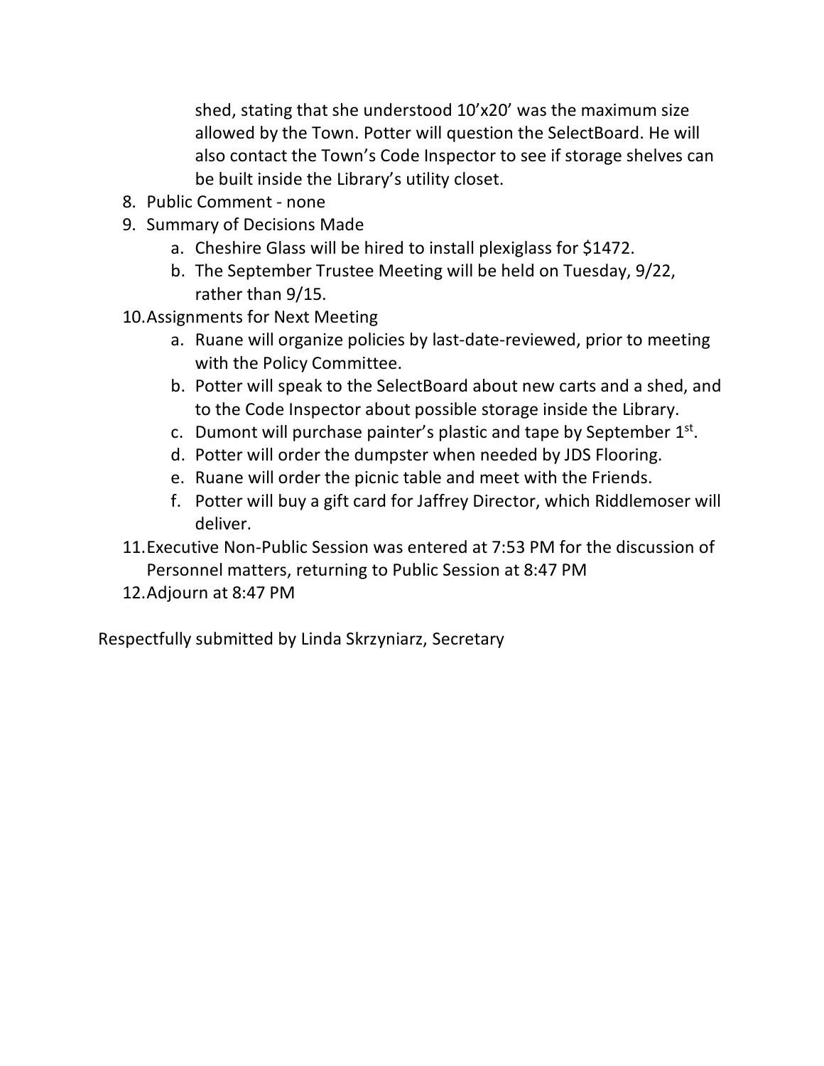shed, stating that she understood 10'x20' was the maximum size allowed by the Town. Potter will question the SelectBoard. He will also contact the Town's Code Inspector to see if storage shelves can be built inside the Library's utility closet.

8. Public Comment - none
9. Summary of Decisions Made
   a. Cheshire Glass will be hired to install plexiglass for $1472.
   b. The September Trustee Meeting will be held on Tuesday, 9/22, rather than 9/15.
10. Assignments for Next Meeting
    a. Ruane will organize policies by last-date-reviewed, prior to meeting with the Policy Committee.
    b. Potter will speak to the SelectBoard about new carts and a shed, and to the Code Inspector about possible storage inside the Library.
    c. Dumont will purchase painter's plastic and tape by September 1st.
    d. Potter will order the dumpster when needed by JDS Flooring.
    e. Ruane will order the picnic table and meet with the Friends.
    f. Potter will buy a gift card for Jaffrey Director, which Riddlemoser will deliver.
11. Executive Non-Public Session was entered at 7:53 PM for the discussion of Personnel matters, returning to Public Session at 8:47 PM
12. Adjourn at 8:47 PM

Respectfully submitted by Linda Skrzyniarz, Secretary